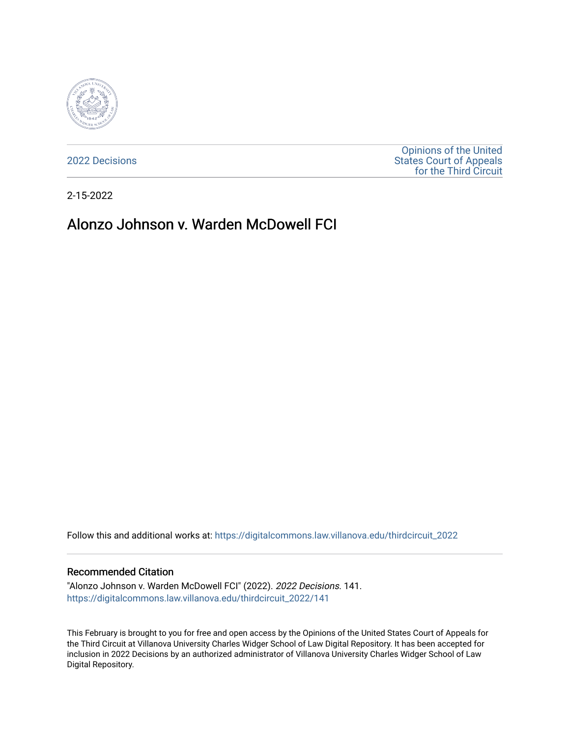2022 Decisions

Opinions of the United States Court of Appeals for the Third Circuit

2-15-2022

# Alonzo Johnson v. Warden McDowell FCI

Follow this and additional works at: https://digitalcommons.law.villanova.edu/thirdcircuit_2022

## Recommended Citation

"Alonzo Johnson v. Warden McDowell FCI" (2022). *2022 Decisions*. 141.
https://digitalcommons.law.villanova.edu/thirdcircuit_2022/141

This February is brought to you for free and open access by the Opinions of the United States Court of Appeals for the Third Circuit at Villanova University Charles Widger School of Law Digital Repository. It has been accepted for inclusion in 2022 Decisions by an authorized administrator of Villanova University Charles Widger School of Law Digital Repository.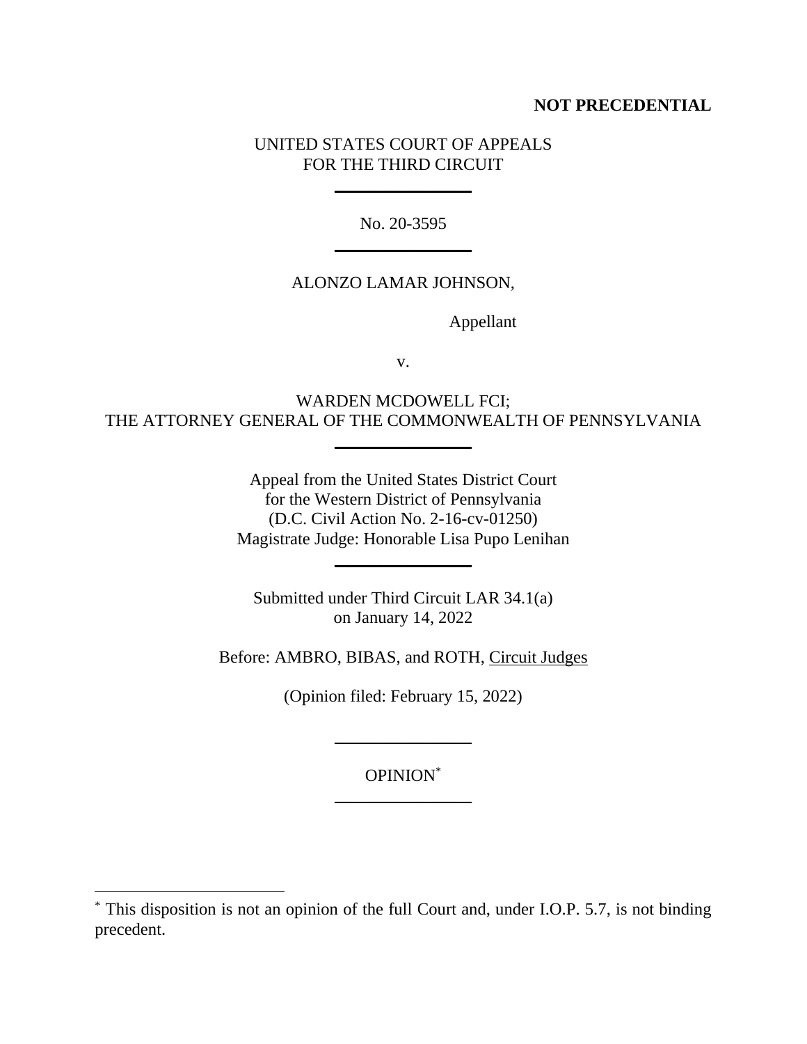**NOT PRECEDENTIAL**

UNITED STATES COURT OF APPEALS
FOR THE THIRD CIRCUIT

No. 20-3595

ALONZO LAMAR JOHNSON,

Appellant

v.

WARDEN MCDOWELL FCI;
THE ATTORNEY GENERAL OF THE COMMONWEALTH OF PENNSYLVANIA

Appeal from the United States District Court
for the Western District of Pennsylvania
(D.C. Civil Action No. 2-16-cv-01250)
Magistrate Judge: Honorable Lisa Pupo Lenihan

Submitted under Third Circuit LAR 34.1(a)
on January 14, 2022

Before: AMBRO, BIBAS, and ROTH, Circuit Judges

(Opinion filed: February 15, 2022)

OPINION[*]

---

[*] This disposition is not an opinion of the full Court and, under I.O.P. 5.7, is not binding precedent.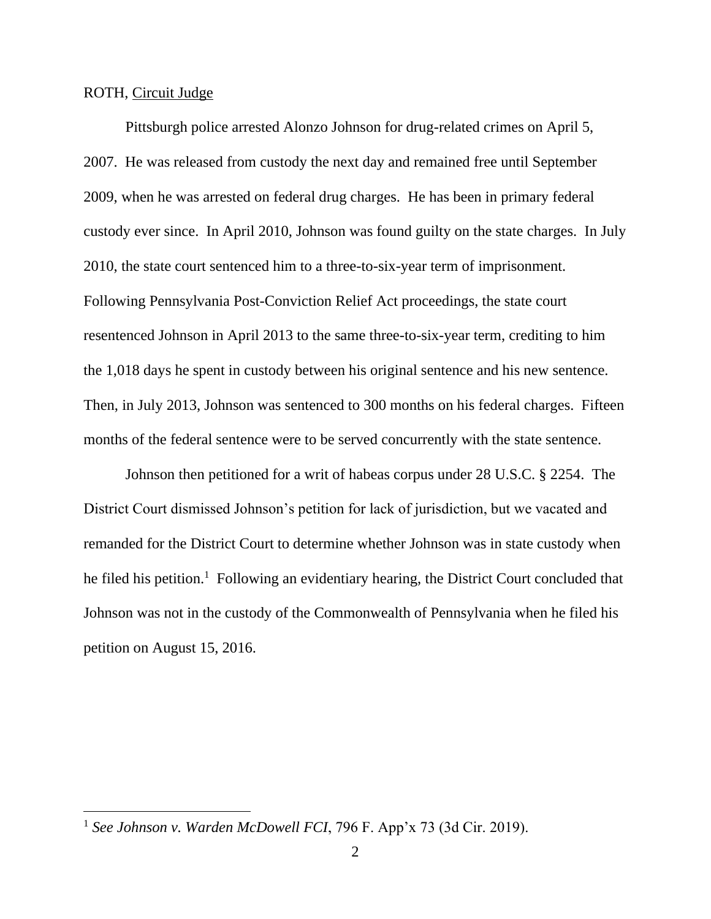ROTH, Circuit Judge

Pittsburgh police arrested Alonzo Johnson for drug-related crimes on April 5, 2007. He was released from custody the next day and remained free until September 2009, when he was arrested on federal drug charges. He has been in primary federal custody ever since. In April 2010, Johnson was found guilty on the state charges. In July 2010, the state court sentenced him to a three-to-six-year term of imprisonment. Following Pennsylvania Post-Conviction Relief Act proceedings, the state court resentenced Johnson in April 2013 to the same three-to-six-year term, crediting to him the 1,018 days he spent in custody between his original sentence and his new sentence. Then, in July 2013, Johnson was sentenced to 300 months on his federal charges. Fifteen months of the federal sentence were to be served concurrently with the state sentence.

Johnson then petitioned for a writ of habeas corpus under 28 U.S.C. § 2254. The District Court dismissed Johnson's petition for lack of jurisdiction, but we vacated and remanded for the District Court to determine whether Johnson was in state custody when he filed his petition.[1] Following an evidentiary hearing, the District Court concluded that Johnson was not in the custody of the Commonwealth of Pennsylvania when he filed his petition on August 15, 2016.

[1] *See Johnson v. Warden McDowell FCI*, 796 F. App'x 73 (3d Cir. 2019).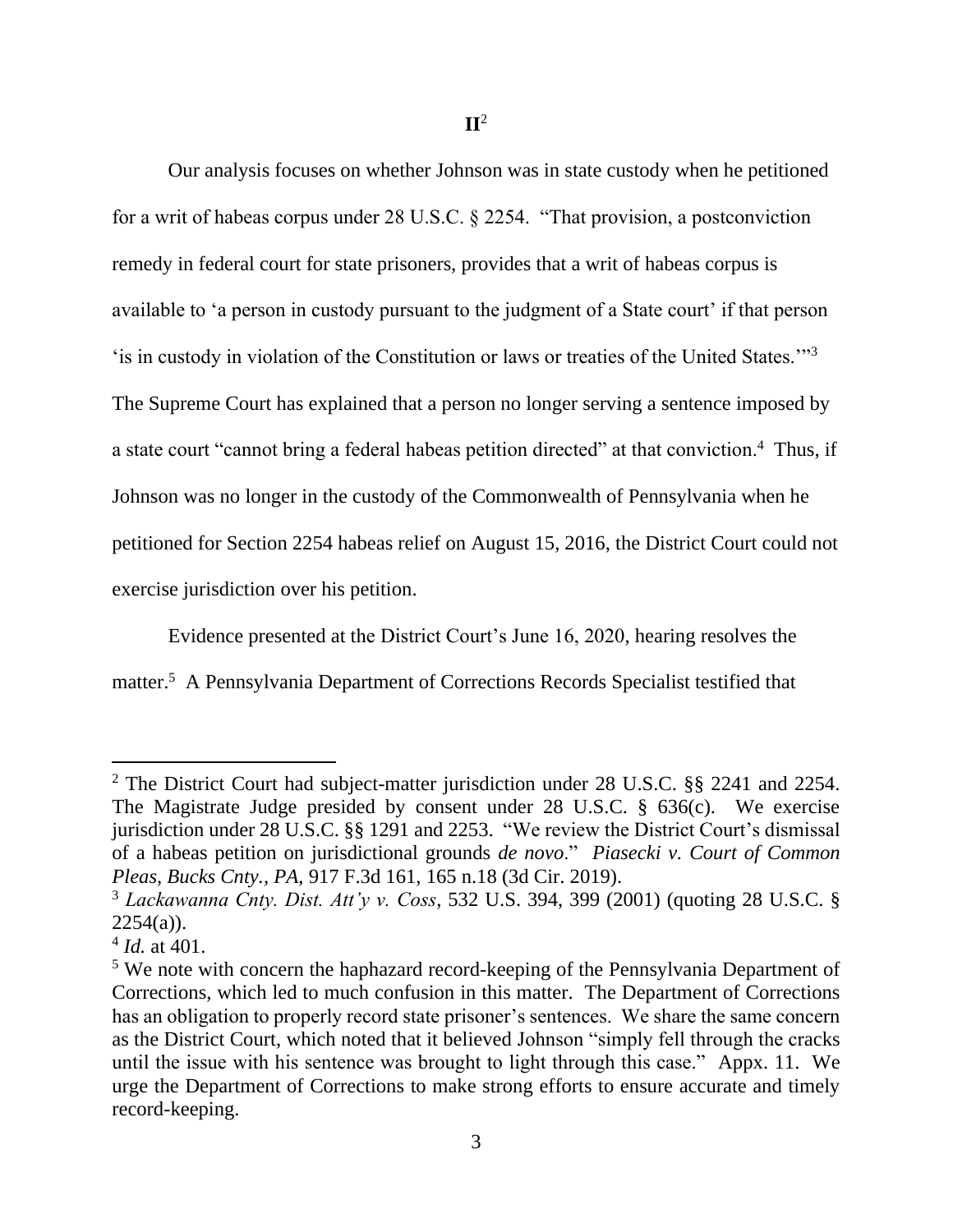## II[2]

Our analysis focuses on whether Johnson was in state custody when he petitioned for a writ of habeas corpus under 28 U.S.C. § 2254. "That provision, a postconviction remedy in federal court for state prisoners, provides that a writ of habeas corpus is available to 'a person in custody pursuant to the judgment of a State court' if that person 'is in custody in violation of the Constitution or laws or treaties of the United States.'"[3] The Supreme Court has explained that a person no longer serving a sentence imposed by a state court "cannot bring a federal habeas petition directed" at that conviction.[4] Thus, if Johnson was no longer in the custody of the Commonwealth of Pennsylvania when he petitioned for Section 2254 habeas relief on August 15, 2016, the District Court could not exercise jurisdiction over his petition.

Evidence presented at the District Court's June 16, 2020, hearing resolves the matter.[5] A Pennsylvania Department of Corrections Records Specialist testified that

---

[2] The District Court had subject-matter jurisdiction under 28 U.S.C. §§ 2241 and 2254. The Magistrate Judge presided by consent under 28 U.S.C. § 636(c). We exercise jurisdiction under 28 U.S.C. §§ 1291 and 2253. "We review the District Court's dismissal of a habeas petition on jurisdictional grounds *de novo*." *Piasecki v. Court of Common Pleas, Bucks Cnty., PA*, 917 F.3d 161, 165 n.18 (3d Cir. 2019).

[3] *Lackawanna Cnty. Dist. Att'y v. Coss*, 532 U.S. 394, 399 (2001) (quoting 28 U.S.C. § 2254(a)).

[4] *Id.* at 401.

[5] We note with concern the haphazard record-keeping of the Pennsylvania Department of Corrections, which led to much confusion in this matter. The Department of Corrections has an obligation to properly record state prisoner's sentences. We share the same concern as the District Court, which noted that it believed Johnson "simply fell through the cracks until the issue with his sentence was brought to light through this case." Appx. 11. We urge the Department of Corrections to make strong efforts to ensure accurate and timely record-keeping.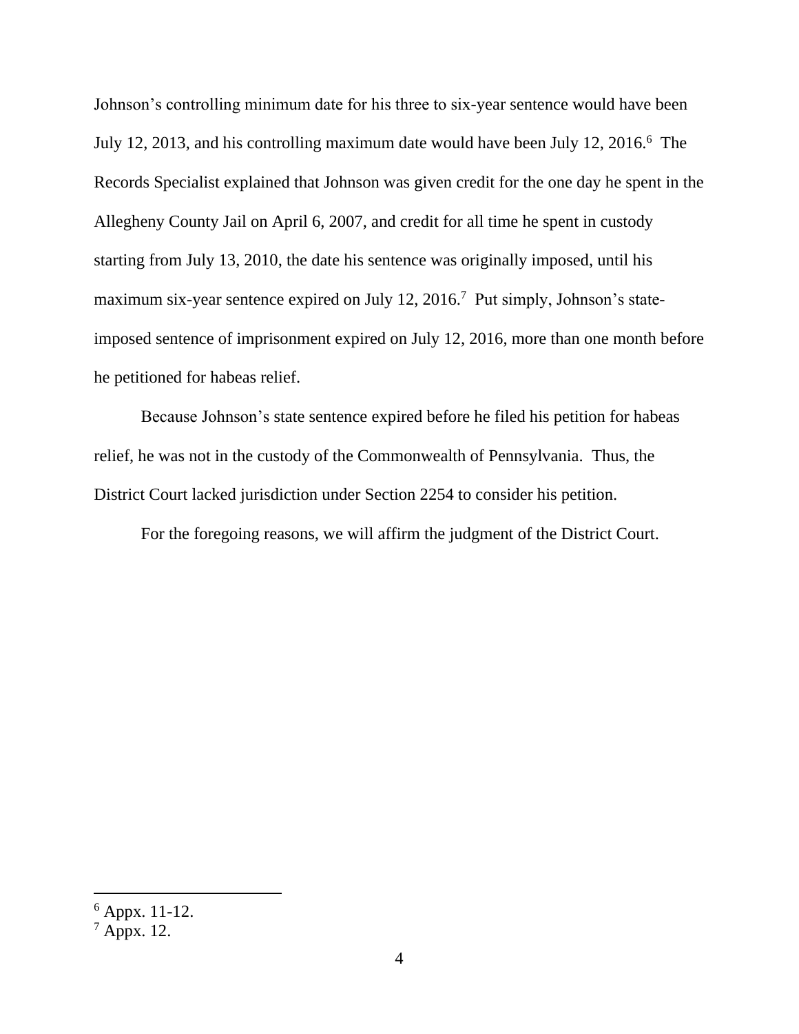Johnson's controlling minimum date for his three to six-year sentence would have been July 12, 2013, and his controlling maximum date would have been July 12, 2016.[6] The Records Specialist explained that Johnson was given credit for the one day he spent in the Allegheny County Jail on April 6, 2007, and credit for all time he spent in custody starting from July 13, 2010, the date his sentence was originally imposed, until his maximum six-year sentence expired on July 12, 2016.[7] Put simply, Johnson's state-imposed sentence of imprisonment expired on July 12, 2016, more than one month before he petitioned for habeas relief.

Because Johnson's state sentence expired before he filed his petition for habeas relief, he was not in the custody of the Commonwealth of Pennsylvania. Thus, the District Court lacked jurisdiction under Section 2254 to consider his petition.

For the foregoing reasons, we will affirm the judgment of the District Court.

---

[6] Appx. 11-12.

[7] Appx. 12.